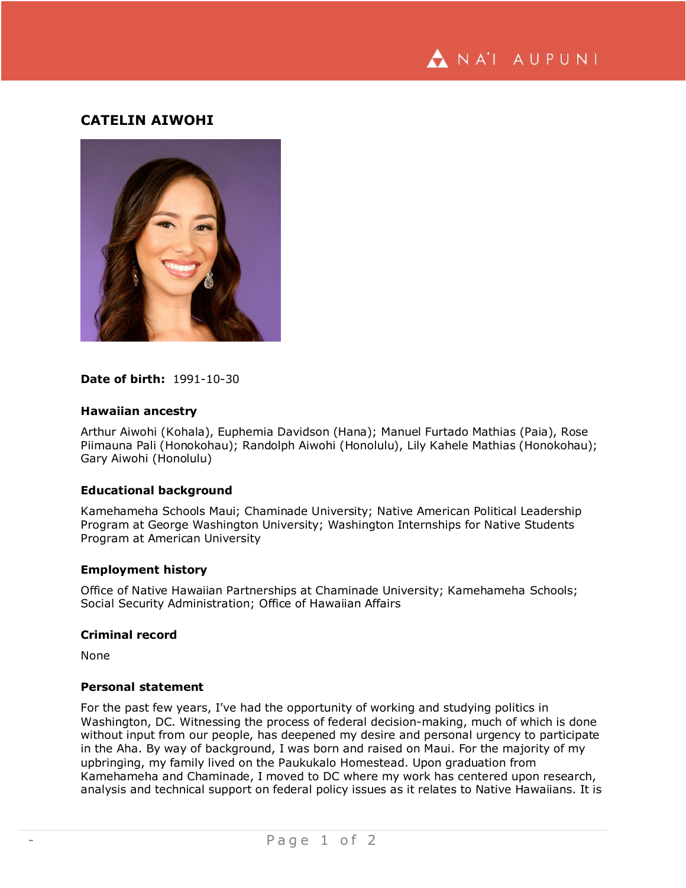# CATELIN AIWOHI

**Date of birth:** 1991-10-30

### Hawaiian ancestry

Arthur Aiwohi (Kohala), Euphemia Davidson (Hana); Manuel Furtado Mathias (Paia), Rose Piimauna Pali (Honokohau); Randolph Aiwohi (Honolulu), Lily Kahele Mathias (Honokohau); Gary Aiwohi (Honolulu)

### Educational background

Kamehameha Schools Maui; Chaminade University; Native American Political Leadership Program at George Washington University; Washington Internships for Native Students Program at American University

### Employment history

Office of Native Hawaiian Partnerships at Chaminade University; Kamehameha Schools; Social Security Administration; Office of Hawaiian Affairs

### Criminal record

None

### Personal statement

For the past few years, I've had the opportunity of working and studying politics in Washington, DC. Witnessing the process of federal decision-making, much of which is done without input from our people, has deepened my desire and personal urgency to participate in the Aha. By way of background, I was born and raised on Maui. For the majority of my upbringing, my family lived on the Paukukalo Homestead. Upon graduation from Kamehameha and Chaminade, I moved to DC where my work has centered upon research, analysis and technical support on federal policy issues as it relates to Native Hawaiians. It is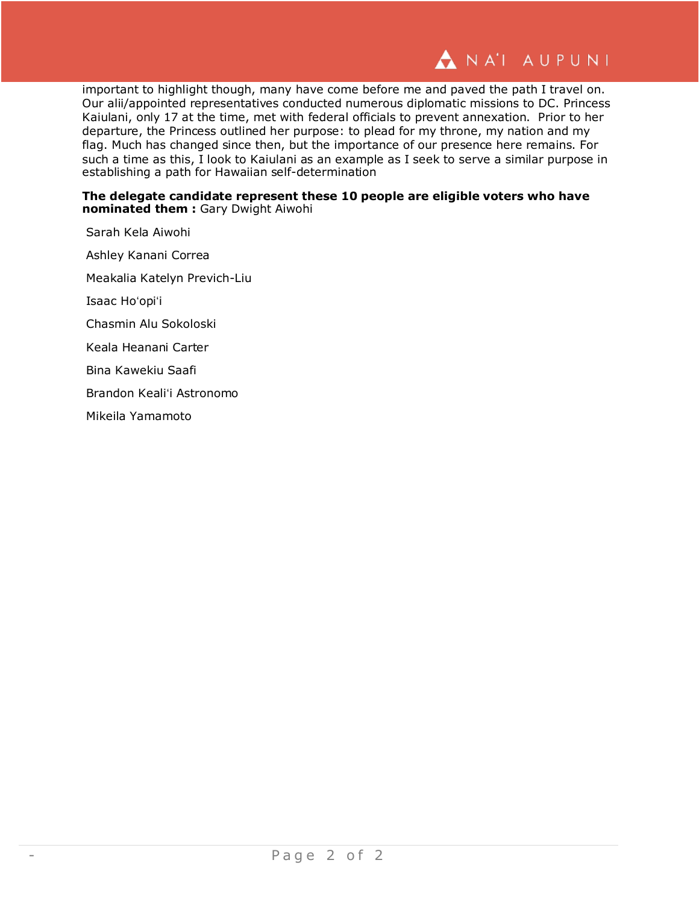important to highlight though, many have come before me and paved the path I travel on. Our alii/appointed representatives conducted numerous diplomatic missions to DC. Princess Kaiulani, only 17 at the time, met with federal officials to prevent annexation. Prior to her departure, the Princess outlined her purpose: to plead for my throne, my nation and my flag. Much has changed since then, but the importance of our presence here remains. For such a time as this, I look to Kaiulani as an example as I seek to serve a similar purpose in establishing a path for Hawaiian self-determination

**The delegate candidate represent these 10 people are eligible voters who have nominated them :** Gary Dwight Aiwohi

Sarah Kela Aiwohi

Ashley Kanani Correa

Meakalia Katelyn Previch-Liu

Isaac Hoʻopiʻi

Chasmin Alu Sokoloski

Keala Heanani Carter

Bina Kawekiu Saafi

Brandon Kealiʻi Astronomo

Mikeila Yamamoto